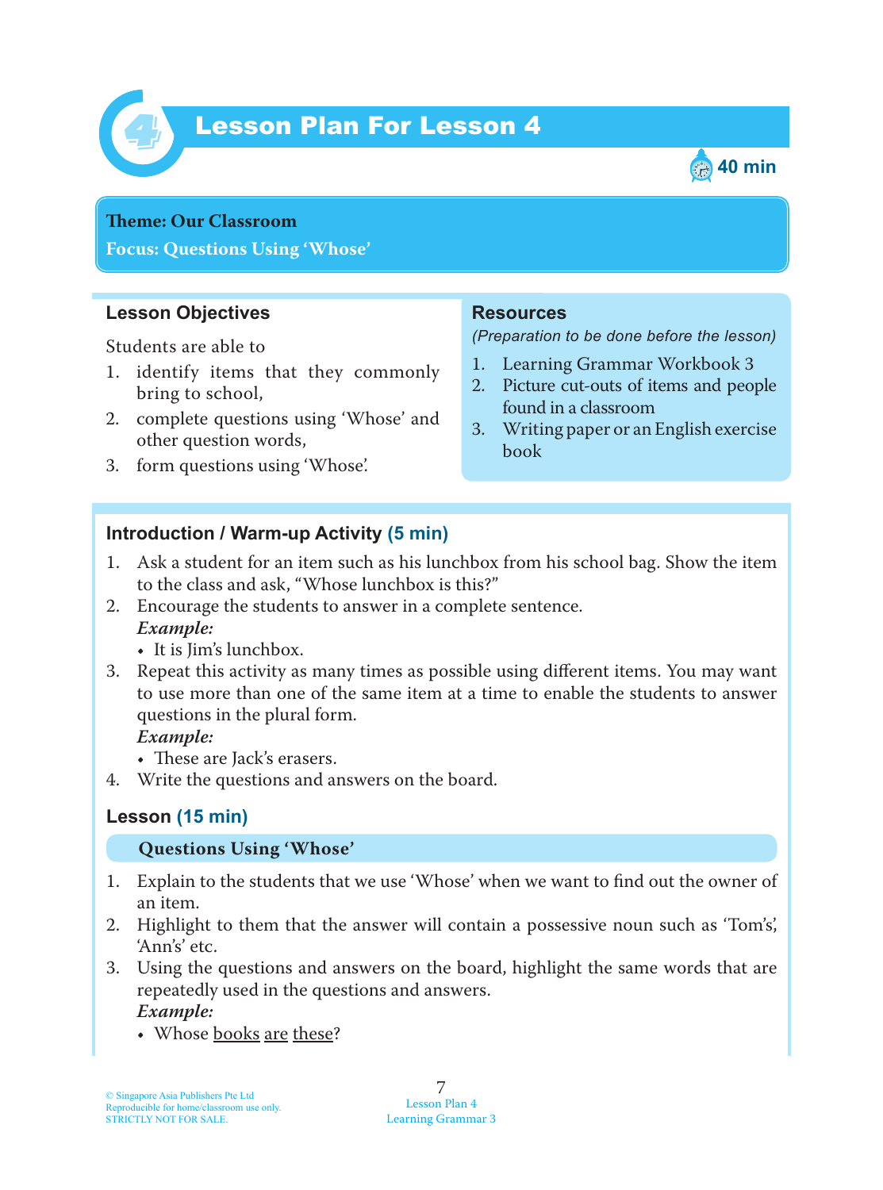# Lesson Plan For Lesson 4

40 min

**Theme: Our Classroom**
**Focus: Questions Using 'Whose'**

## Lesson Objectives

Students are able to

1. identify items that they commonly bring to school,
2. complete questions using 'Whose' and other question words,
3. form questions using 'Whose'.

## Resources

*(Preparation to be done before the lesson)*

1. Learning Grammar Workbook 3
2. Picture cut-outs of items and people found in a classroom
3. Writing paper or an English exercise book

## Introduction / Warm-up Activity (5 min)

1. Ask a student for an item such as his lunchbox from his school bag. Show the item to the class and ask, "Whose lunchbox is this?"
2. Encourage the students to answer in a complete sentence.
   ***Example:***
   - It is Jim's lunchbox.
3. Repeat this activity as many times as possible using different items. You may want to use more than one of the same item at a time to enable the students to answer questions in the plural form.
   ***Example:***
   - These are Jack's erasers.
4. Write the questions and answers on the board.

## Lesson (15 min)

### Questions Using 'Whose'

1. Explain to the students that we use 'Whose' when we want to find out the owner of an item.
2. Highlight to them that the answer will contain a possessive noun such as 'Tom's', 'Ann's' etc.
3. Using the questions and answers on the board, highlight the same words that are repeatedly used in the questions and answers.
   ***Example:***
   - Whose <u>books</u> <u>are</u> <u>these</u>?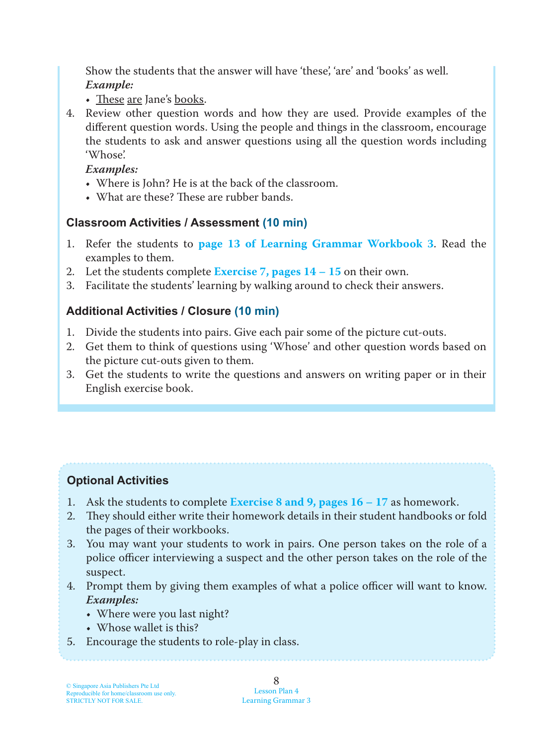Show the students that the answer will have 'these', 'are' and 'books' as well.

***Example:***

- <u>These</u> <u>are</u> Jane's <u>books</u>.

4. Review other question words and how they are used. Provide examples of the different question words. Using the people and things in the classroom, encourage the students to ask and answer questions using all the question words including 'Whose'.

   ***Examples:***

   - Where is John? He is at the back of the classroom.
   - What are these? These are rubber bands.

### Classroom Activities / Assessment (10 min)

1. Refer the students to **page 13 of Learning Grammar Workbook 3**. Read the examples to them.
2. Let the students complete **Exercise 7, pages 14 – 15** on their own.
3. Facilitate the students' learning by walking around to check their answers.

### Additional Activities / Closure (10 min)

1. Divide the students into pairs. Give each pair some of the picture cut-outs.
2. Get them to think of questions using 'Whose' and other question words based on the picture cut-outs given to them.
3. Get the students to write the questions and answers on writing paper or in their English exercise book.

### Optional Activities

1. Ask the students to complete **Exercise 8 and 9, pages 16 – 17** as homework.
2. They should either write their homework details in their student handbooks or fold the pages of their workbooks.
3. You may want your students to work in pairs. One person takes on the role of a police officer interviewing a suspect and the other person takes on the role of the suspect.
4. Prompt them by giving them examples of what a police officer will want to know.

   ***Examples:***

   - Where were you last night?
   - Whose wallet is this?

5. Encourage the students to role-play in class.

© Singapore Asia Publishers Pte Ltd
Reproducible for home/classroom use only.
STRICTLY NOT FOR SALE.